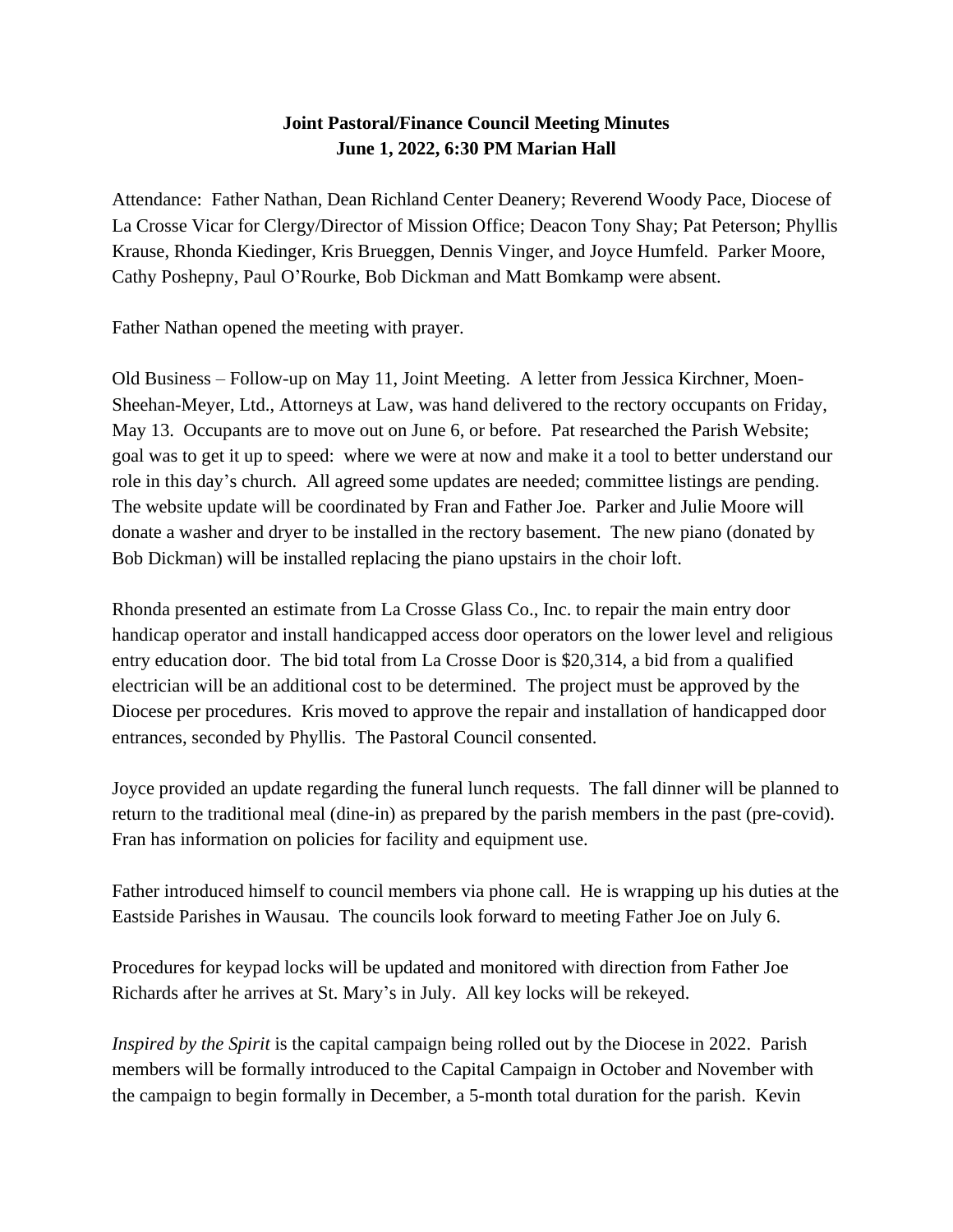**Joint Pastoral/Finance Council Meeting Minutes**
**June 1, 2022, 6:30 PM Marian Hall**

Attendance: Father Nathan, Dean Richland Center Deanery; Reverend Woody Pace, Diocese of La Crosse Vicar for Clergy/Director of Mission Office; Deacon Tony Shay; Pat Peterson; Phyllis Krause, Rhonda Kiedinger, Kris Brueggen, Dennis Vinger, and Joyce Humfeld. Parker Moore, Cathy Poshepny, Paul O'Rourke, Bob Dickman and Matt Bomkamp were absent.

Father Nathan opened the meeting with prayer.

Old Business – Follow-up on May 11, Joint Meeting. A letter from Jessica Kirchner, Moen-Sheehan-Meyer, Ltd., Attorneys at Law, was hand delivered to the rectory occupants on Friday, May 13. Occupants are to move out on June 6, or before. Pat researched the Parish Website; goal was to get it up to speed: where we were at now and make it a tool to better understand our role in this day's church. All agreed some updates are needed; committee listings are pending. The website update will be coordinated by Fran and Father Joe. Parker and Julie Moore will donate a washer and dryer to be installed in the rectory basement. The new piano (donated by Bob Dickman) will be installed replacing the piano upstairs in the choir loft.

Rhonda presented an estimate from La Crosse Glass Co., Inc. to repair the main entry door handicap operator and install handicapped access door operators on the lower level and religious entry education door. The bid total from La Crosse Door is $20,314, a bid from a qualified electrician will be an additional cost to be determined. The project must be approved by the Diocese per procedures. Kris moved to approve the repair and installation of handicapped door entrances, seconded by Phyllis. The Pastoral Council consented.

Joyce provided an update regarding the funeral lunch requests. The fall dinner will be planned to return to the traditional meal (dine-in) as prepared by the parish members in the past (pre-covid). Fran has information on policies for facility and equipment use.

Father introduced himself to council members via phone call. He is wrapping up his duties at the Eastside Parishes in Wausau. The councils look forward to meeting Father Joe on July 6.

Procedures for keypad locks will be updated and monitored with direction from Father Joe Richards after he arrives at St. Mary's in July. All key locks will be rekeyed.

*Inspired by the Spirit* is the capital campaign being rolled out by the Diocese in 2022. Parish members will be formally introduced to the Capital Campaign in October and November with the campaign to begin formally in December, a 5-month total duration for the parish. Kevin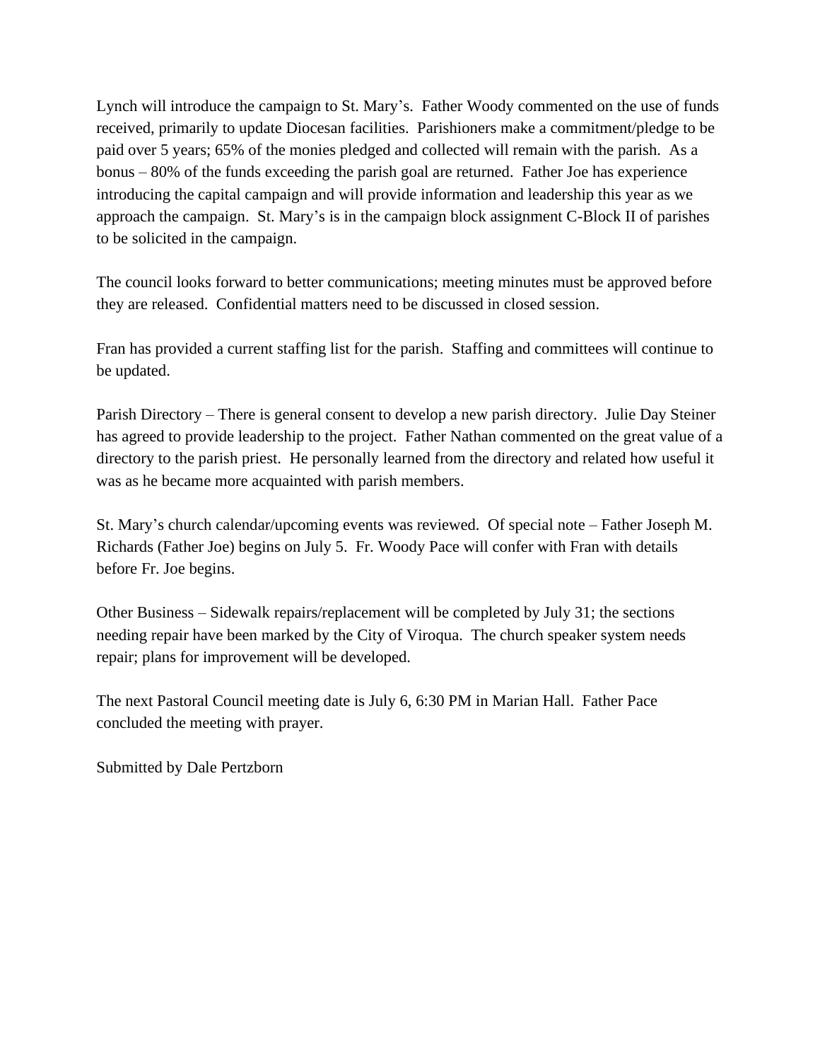Lynch will introduce the campaign to St. Mary's. Father Woody commented on the use of funds received, primarily to update Diocesan facilities. Parishioners make a commitment/pledge to be paid over 5 years; 65% of the monies pledged and collected will remain with the parish. As a bonus – 80% of the funds exceeding the parish goal are returned. Father Joe has experience introducing the capital campaign and will provide information and leadership this year as we approach the campaign. St. Mary's is in the campaign block assignment C-Block II of parishes to be solicited in the campaign.

The council looks forward to better communications; meeting minutes must be approved before they are released. Confidential matters need to be discussed in closed session.

Fran has provided a current staffing list for the parish. Staffing and committees will continue to be updated.

Parish Directory – There is general consent to develop a new parish directory. Julie Day Steiner has agreed to provide leadership to the project. Father Nathan commented on the great value of a directory to the parish priest. He personally learned from the directory and related how useful it was as he became more acquainted with parish members.

St. Mary's church calendar/upcoming events was reviewed. Of special note – Father Joseph M. Richards (Father Joe) begins on July 5. Fr. Woody Pace will confer with Fran with details before Fr. Joe begins.

Other Business – Sidewalk repairs/replacement will be completed by July 31; the sections needing repair have been marked by the City of Viroqua. The church speaker system needs repair; plans for improvement will be developed.

The next Pastoral Council meeting date is July 6, 6:30 PM in Marian Hall. Father Pace concluded the meeting with prayer.

Submitted by Dale Pertzborn